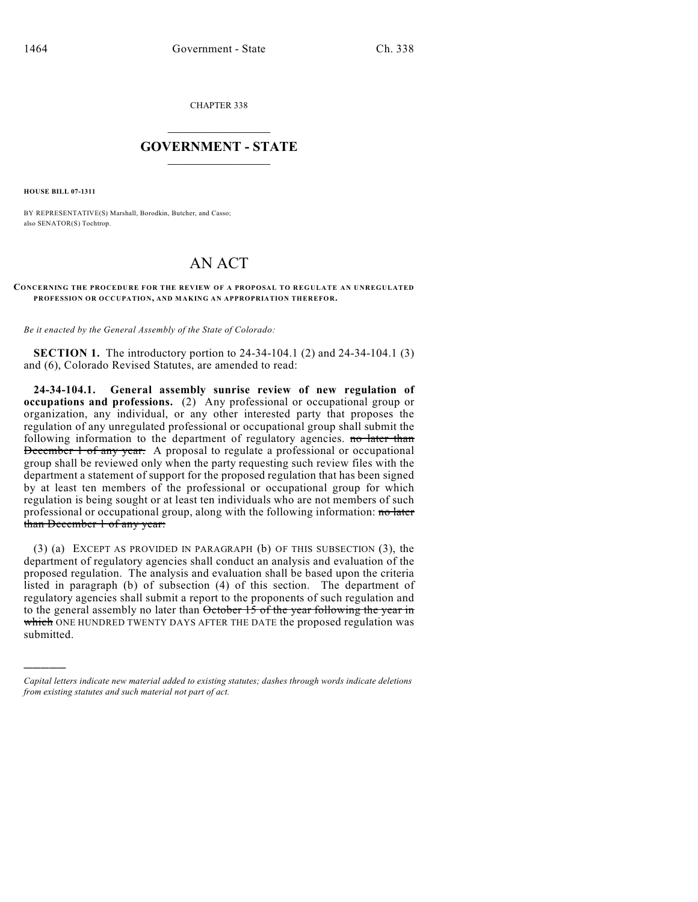CHAPTER 338

# GOVERNMENT - STATE

**HOUSE BILL 07-1311**

BY REPRESENTATIVE(S) Marshall, Borodkin, Butcher, and Casso; also SENATOR(S) Tochtrop.

# AN ACT

**CONCERNING THE PROCEDURE FOR THE REVIEW OF A PROPOSAL TO REGULATE AN UNREGULATED PROFESSION OR OCCUPATION, AND MAKING AN APPROPRIATION THEREFOR.**

*Be it enacted by the General Assembly of the State of Colorado:*

**SECTION 1.** The introductory portion to 24-34-104.1 (2) and 24-34-104.1 (3) and (6), Colorado Revised Statutes, are amended to read:

**24-34-104.1. General assembly sunrise review of new regulation of occupations and professions.** (2) Any professional or occupational group or organization, any individual, or any other interested party that proposes the regulation of any unregulated professional or occupational group shall submit the following information to the department of regulatory agencies. ~~no later than December 1 of any year.~~ A proposal to regulate a professional or occupational group shall be reviewed only when the party requesting such review files with the department a statement of support for the proposed regulation that has been signed by at least ten members of the professional or occupational group for which regulation is being sought or at least ten individuals who are not members of such professional or occupational group, along with the following information: ~~no later than December 1 of any year:~~

(3) (a) EXCEPT AS PROVIDED IN PARAGRAPH (b) OF THIS SUBSECTION (3), the department of regulatory agencies shall conduct an analysis and evaluation of the proposed regulation. The analysis and evaluation shall be based upon the criteria listed in paragraph (b) of subsection (4) of this section. The department of regulatory agencies shall submit a report to the proponents of such regulation and to the general assembly no later than ~~October 15 of the year following the year in which~~ ONE HUNDRED TWENTY DAYS AFTER THE DATE the proposed regulation was submitted.

*Capital letters indicate new material added to existing statutes; dashes through words indicate deletions from existing statutes and such material not part of act.*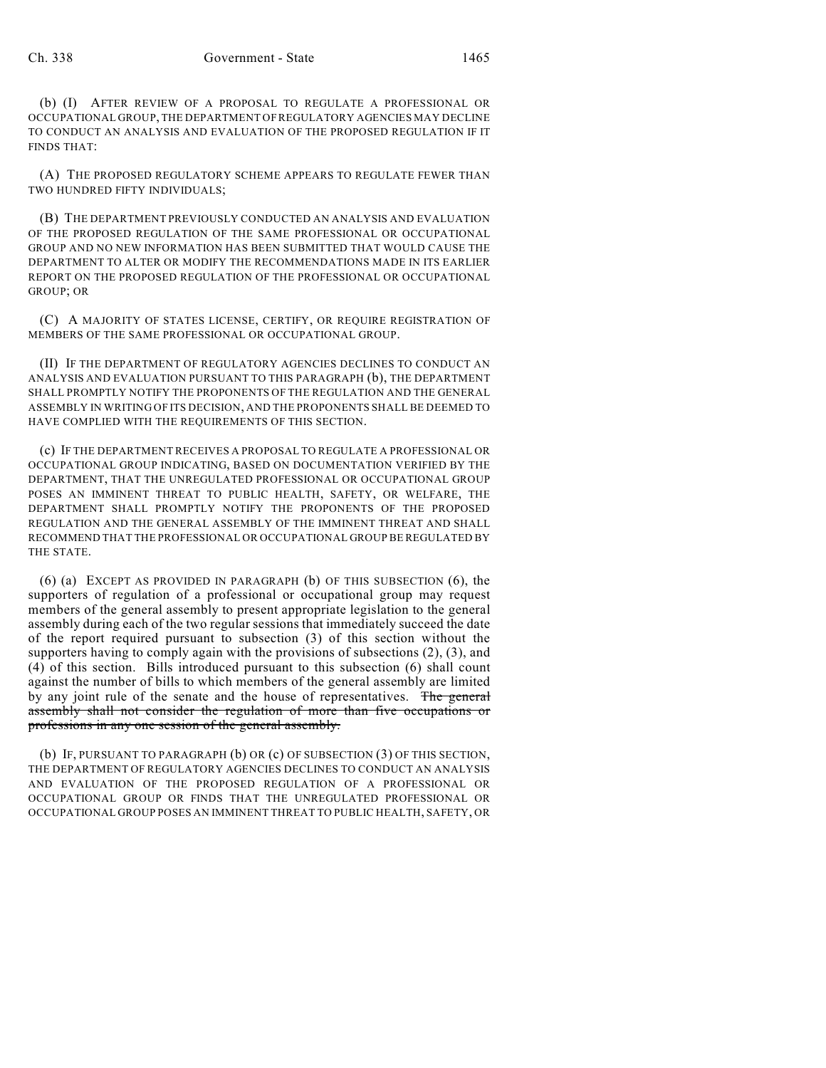(b) (I) AFTER REVIEW OF A PROPOSAL TO REGULATE A PROFESSIONAL OR OCCUPATIONAL GROUP, THE DEPARTMENT OF REGULATORY AGENCIES MAY DECLINE TO CONDUCT AN ANALYSIS AND EVALUATION OF THE PROPOSED REGULATION IF IT FINDS THAT:

(A) THE PROPOSED REGULATORY SCHEME APPEARS TO REGULATE FEWER THAN TWO HUNDRED FIFTY INDIVIDUALS;

(B) THE DEPARTMENT PREVIOUSLY CONDUCTED AN ANALYSIS AND EVALUATION OF THE PROPOSED REGULATION OF THE SAME PROFESSIONAL OR OCCUPATIONAL GROUP AND NO NEW INFORMATION HAS BEEN SUBMITTED THAT WOULD CAUSE THE DEPARTMENT TO ALTER OR MODIFY THE RECOMMENDATIONS MADE IN ITS EARLIER REPORT ON THE PROPOSED REGULATION OF THE PROFESSIONAL OR OCCUPATIONAL GROUP; OR

(C) A MAJORITY OF STATES LICENSE, CERTIFY, OR REQUIRE REGISTRATION OF MEMBERS OF THE SAME PROFESSIONAL OR OCCUPATIONAL GROUP.

(II) IF THE DEPARTMENT OF REGULATORY AGENCIES DECLINES TO CONDUCT AN ANALYSIS AND EVALUATION PURSUANT TO THIS PARAGRAPH (b), THE DEPARTMENT SHALL PROMPTLY NOTIFY THE PROPONENTS OF THE REGULATION AND THE GENERAL ASSEMBLY IN WRITING OF ITS DECISION, AND THE PROPONENTS SHALL BE DEEMED TO HAVE COMPLIED WITH THE REQUIREMENTS OF THIS SECTION.

(c) IF THE DEPARTMENT RECEIVES A PROPOSAL TO REGULATE A PROFESSIONAL OR OCCUPATIONAL GROUP INDICATING, BASED ON DOCUMENTATION VERIFIED BY THE DEPARTMENT, THAT THE UNREGULATED PROFESSIONAL OR OCCUPATIONAL GROUP POSES AN IMMINENT THREAT TO PUBLIC HEALTH, SAFETY, OR WELFARE, THE DEPARTMENT SHALL PROMPTLY NOTIFY THE PROPONENTS OF THE PROPOSED REGULATION AND THE GENERAL ASSEMBLY OF THE IMMINENT THREAT AND SHALL RECOMMEND THAT THE PROFESSIONAL OR OCCUPATIONAL GROUP BE REGULATED BY THE STATE.

(6) (a) EXCEPT AS PROVIDED IN PARAGRAPH (b) OF THIS SUBSECTION (6), the supporters of regulation of a professional or occupational group may request members of the general assembly to present appropriate legislation to the general assembly during each of the two regular sessions that immediately succeed the date of the report required pursuant to subsection (3) of this section without the supporters having to comply again with the provisions of subsections (2), (3), and (4) of this section. Bills introduced pursuant to this subsection (6) shall count against the number of bills to which members of the general assembly are limited by any joint rule of the senate and the house of representatives. ~~The general assembly shall not consider the regulation of more than five occupations or professions in any one session of the general assembly.~~

(b) IF, PURSUANT TO PARAGRAPH (b) OR (c) OF SUBSECTION (3) OF THIS SECTION, THE DEPARTMENT OF REGULATORY AGENCIES DECLINES TO CONDUCT AN ANALYSIS AND EVALUATION OF THE PROPOSED REGULATION OF A PROFESSIONAL OR OCCUPATIONAL GROUP OR FINDS THAT THE UNREGULATED PROFESSIONAL OR OCCUPATIONAL GROUP POSES AN IMMINENT THREAT TO PUBLIC HEALTH, SAFETY, OR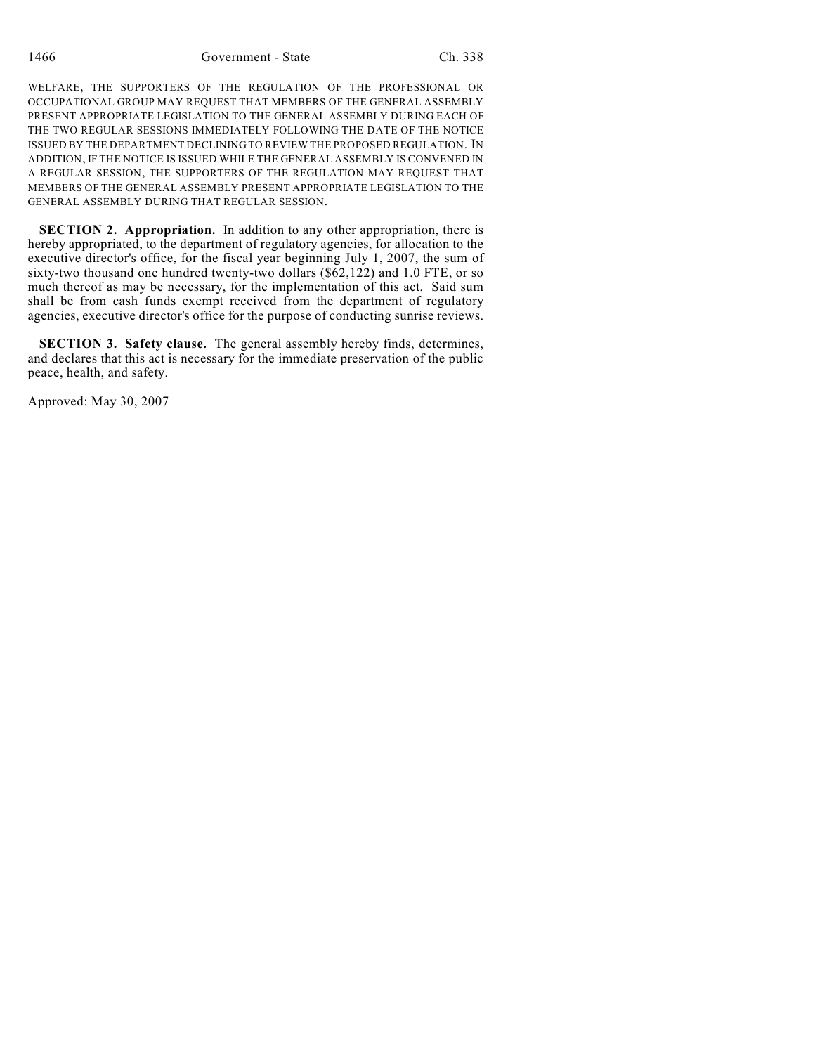WELFARE, THE SUPPORTERS OF THE REGULATION OF THE PROFESSIONAL OR OCCUPATIONAL GROUP MAY REQUEST THAT MEMBERS OF THE GENERAL ASSEMBLY PRESENT APPROPRIATE LEGISLATION TO THE GENERAL ASSEMBLY DURING EACH OF THE TWO REGULAR SESSIONS IMMEDIATELY FOLLOWING THE DATE OF THE NOTICE ISSUED BY THE DEPARTMENT DECLINING TO REVIEW THE PROPOSED REGULATION. IN ADDITION, IF THE NOTICE IS ISSUED WHILE THE GENERAL ASSEMBLY IS CONVENED IN A REGULAR SESSION, THE SUPPORTERS OF THE REGULATION MAY REQUEST THAT MEMBERS OF THE GENERAL ASSEMBLY PRESENT APPROPRIATE LEGISLATION TO THE GENERAL ASSEMBLY DURING THAT REGULAR SESSION.

**SECTION 2. Appropriation.** In addition to any other appropriation, there is hereby appropriated, to the department of regulatory agencies, for allocation to the executive director's office, for the fiscal year beginning July 1, 2007, the sum of sixty-two thousand one hundred twenty-two dollars ($62,122) and 1.0 FTE, or so much thereof as may be necessary, for the implementation of this act. Said sum shall be from cash funds exempt received from the department of regulatory agencies, executive director's office for the purpose of conducting sunrise reviews.

**SECTION 3. Safety clause.** The general assembly hereby finds, determines, and declares that this act is necessary for the immediate preservation of the public peace, health, and safety.

Approved: May 30, 2007